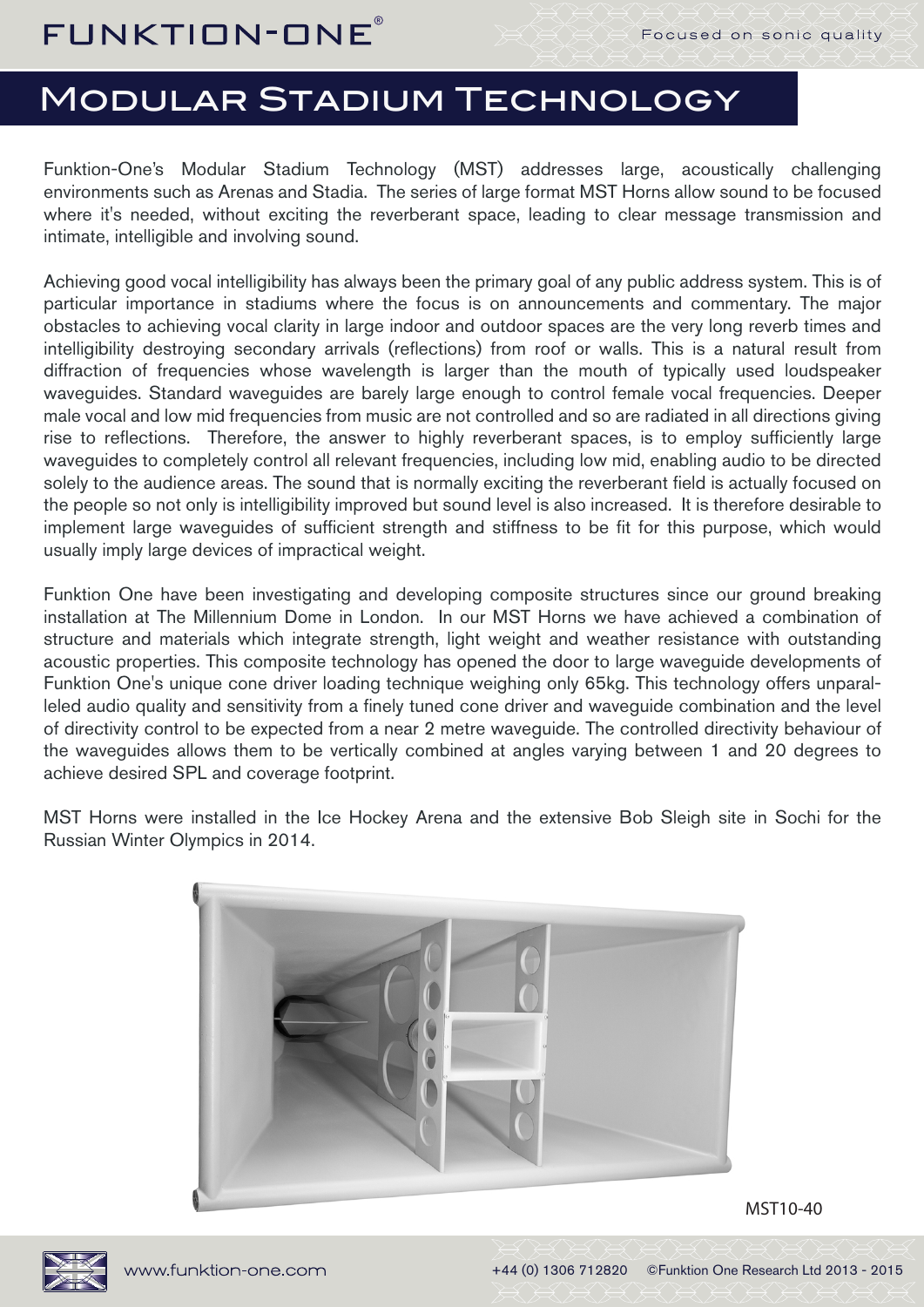# Modular Stadium Technology

Funktion-One's Modular Stadium Technology (MST) addresses large, acoustically challenging environments such as Arenas and Stadia. The series of large format MST Horns allow sound to be focused where it's needed, without exciting the reverberant space, leading to clear message transmission and intimate, intelligible and involving sound.

Achieving good vocal intelligibility has always been the primary goal of any public address system. This is of particular importance in stadiums where the focus is on announcements and commentary. The major obstacles to achieving vocal clarity in large indoor and outdoor spaces are the very long reverb times and intelligibility destroying secondary arrivals (reflections) from roof or walls. This is a natural result from diffraction of frequencies whose wavelength is larger than the mouth of typically used loudspeaker waveguides. Standard waveguides are barely large enough to control female vocal frequencies. Deeper male vocal and low mid frequencies from music are not controlled and so are radiated in all directions giving rise to reflections. Therefore, the answer to highly reverberant spaces, is to employ sufficiently large waveguides to completely control all relevant frequencies, including low mid, enabling audio to be directed solely to the audience areas. The sound that is normally exciting the reverberant field is actually focused on the people so not only is intelligibility improved but sound level is also increased. It is therefore desirable to implement large waveguides of sufficient strength and stiffness to be fit for this purpose, which would usually imply large devices of impractical weight.

Funktion One have been investigating and developing composite structures since our ground breaking installation at The Millennium Dome in London. In our MST Horns we have achieved a combination of structure and materials which integrate strength, light weight and weather resistance with outstanding acoustic properties. This composite technology has opened the door to large waveguide developments of Funktion One's unique cone driver loading technique weighing only 65kg. This technology offers unparalleled audio quality and sensitivity from a finely tuned cone driver and waveguide combination and the level of directivity control to be expected from a near 2 metre waveguide. The controlled directivity behaviour of the waveguides allows them to be vertically combined at angles varying between 1 and 20 degrees to achieve desired SPL and coverage footprint.

MST Horns were installed in the Ice Hockey Arena and the extensive Bob Sleigh site in Sochi for the Russian Winter Olympics in 2014.

MST10-40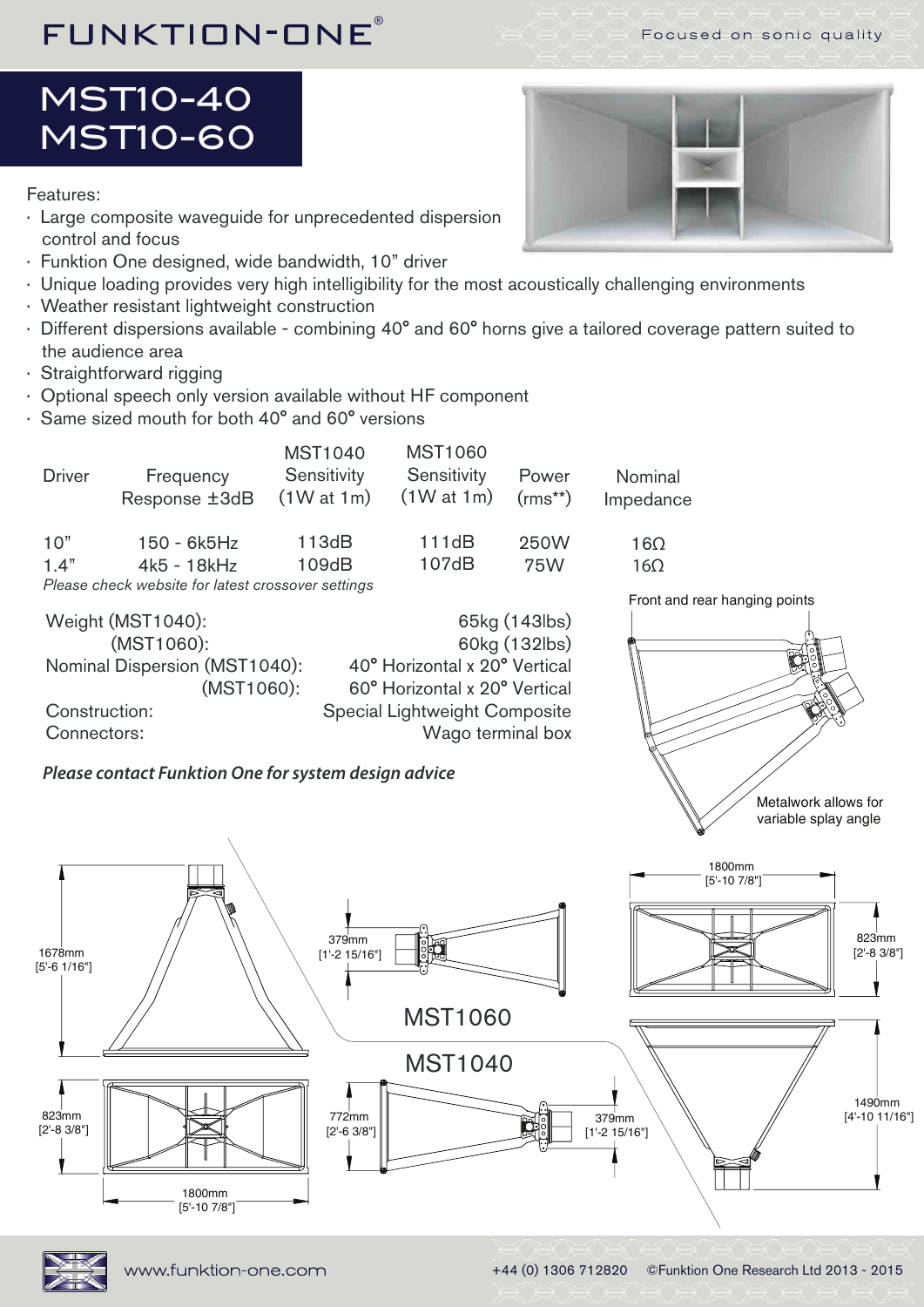# MST10-40
# MST10-60

Features:

- Large composite waveguide for unprecedented dispersion control and focus
- Funktion One designed, wide bandwidth, 10" driver
- Unique loading provides very high intelligibility for the most acoustically challenging environments
- Weather resistant lightweight construction
- Different dispersions available - combining 40° and 60° horns give a tailored coverage pattern suited to the audience area
- Straightforward rigging
- Optional speech only version available without HF component
- Same sized mouth for both 40° and 60° versions

| Driver | Frequency Response ±3dB | MST1040 Sensitivity (1W at 1m) | MST1060 Sensitivity (1W at 1m) | Power (rms**) | Nominal Impedance |
|---|---|---|---|---|---|
| 10" | 150 - 6k5Hz | 113dB | 111dB | 250W | 16Ω |
| 1.4" | 4k5 - 18kHz | 109dB | 107dB | 75W | 16Ω |

*Please check website for latest crossover settings*

| | |
|---|---|
| Weight (MST1040): | 65kg (143lbs) |
| (MST1060): | 60kg (132lbs) |
| Nominal Dispersion (MST1040): | 40° Horizontal x 20° Vertical |
| (MST1060): | 60° Horizontal x 20° Vertical |
| Construction: | Special Lightweight Composite |
| Connectors: | Wago terminal box |

***Please contact Funktion One for system design advice***

Front and rear hanging points

Metalwork allows for variable splay angle

MST1060

1678mm [5'-6 1/16"]

379mm [1'-2 15/16"]

1800mm [5'-10 7/8"]

823mm [2'-8 3/8"]

MST1040

823mm [2'-8 3/8"]

772mm [2'-6 3/8"]

379mm [1'-2 15/16"]

1490mm [4'-10 11/16"]

1800mm [5'-10 7/8"]

www.funktion-one.com +44 (0) 1306 712820 ©Funktion One Research Ltd 2013 - 2015